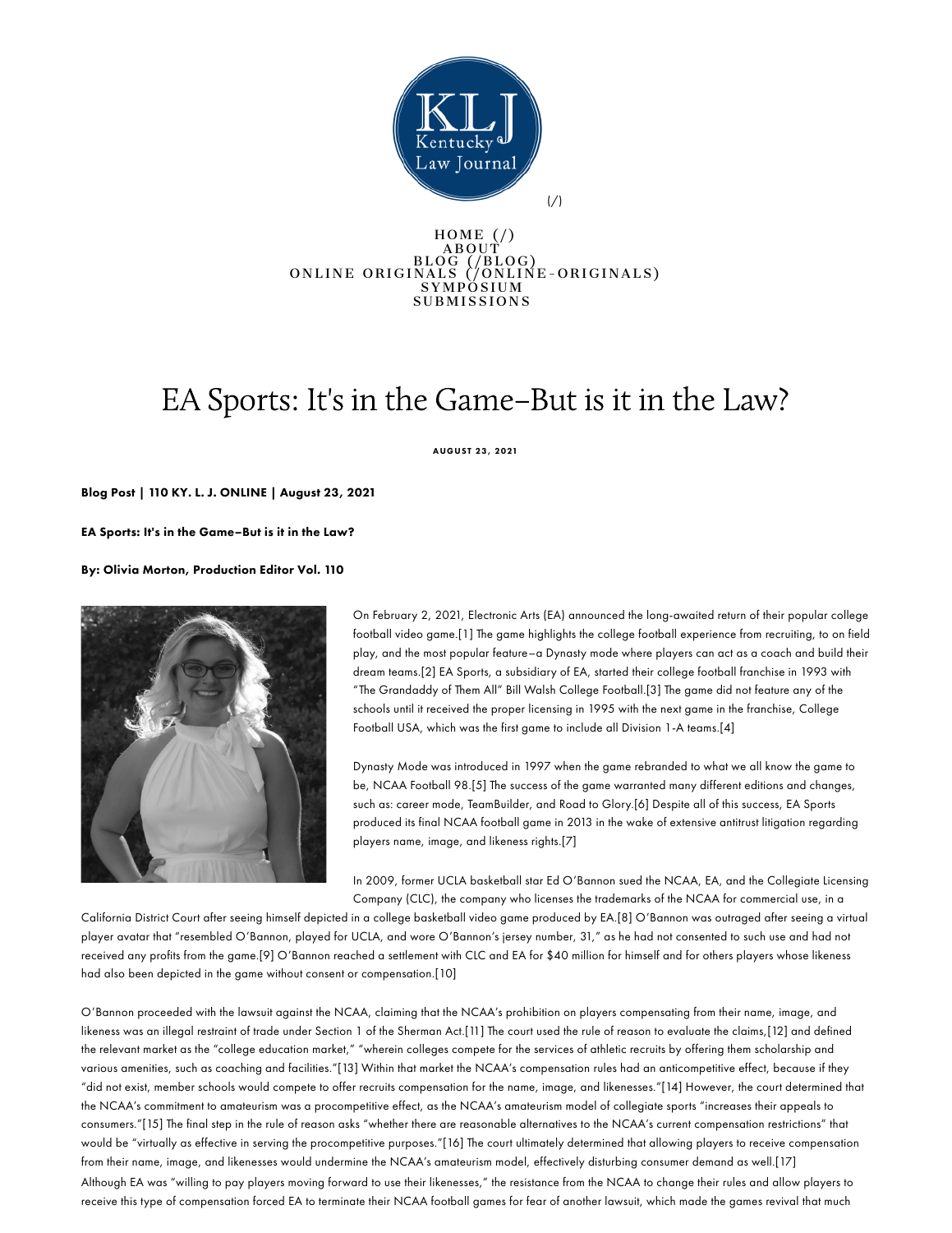HOME (/)
ABOUT
BLOG (/BLOG)
ONLINE ORIGINALS (/ONLINE-ORIGINALS)
SYMPOSIUM
SUBMISSIONS

# EA Sports: It's in the Game–But is it in the Law?

AUGUST 23, 2021

**Blog Post | 110 KY. L. J. ONLINE | August 23, 2021**

**EA Sports: It's in the Game–But is it in the Law?**

**By: Olivia Morton, Production Editor Vol. 110**

On February 2, 2021, Electronic Arts (EA) announced the long-awaited return of their popular college football video game.[1] The game highlights the college football experience from recruiting, to on field play, and the most popular feature—a Dynasty mode where players can act as a coach and build their dream teams.[2] EA Sports, a subsidiary of EA, started their college football franchise in 1993 with "The Grandaddy of Them All" Bill Walsh College Football.[3] The game did not feature any of the schools until it received the proper licensing in 1995 with the next game in the franchise, College Football USA, which was the first game to include all Division 1-A teams.[4]

Dynasty Mode was introduced in 1997 when the game rebranded to what we all know the game to be, NCAA Football 98.[5] The success of the game warranted many different editions and changes, such as: career mode, TeamBuilder, and Road to Glory.[6] Despite all of this success, EA Sports produced its final NCAA football game in 2013 in the wake of extensive antitrust litigation regarding players name, image, and likeness rights.[7]

In 2009, former UCLA basketball star Ed O'Bannon sued the NCAA, EA, and the Collegiate Licensing Company (CLC), the company who licenses the trademarks of the NCAA for commercial use, in a California District Court after seeing himself depicted in a college basketball video game produced by EA.[8] O'Bannon was outraged after seeing a virtual player avatar that "resembled O'Bannon, played for UCLA, and wore O'Bannon's jersey number, 31," as he had not consented to such use and had not received any profits from the game.[9] O'Bannon reached a settlement with CLC and EA for $40 million for himself and for others players whose likeness had also been depicted in the game without consent or compensation.[10]

O'Bannon proceeded with the lawsuit against the NCAA, claiming that the NCAA's prohibition on players compensating from their name, image, and likeness was an illegal restraint of trade under Section 1 of the Sherman Act.[11] The court used the rule of reason to evaluate the claims,[12] and defined the relevant market as the "college education market," "wherein colleges compete for the services of athletic recruits by offering them scholarship and various amenities, such as coaching and facilities."[13] Within that market the NCAA's compensation rules had an anticompetitive effect, because if they "did not exist, member schools would compete to offer recruits compensation for the name, image, and likenesses."[14] However, the court determined that the NCAA's commitment to amateurism was a procompetitive effect, as the NCAA's amateurism model of collegiate sports "increases their appeals to consumers."[15] The final step in the rule of reason asks "whether there are reasonable alternatives to the NCAA's current compensation restrictions" that would be "virtually as effective in serving the procompetitive purposes."[16] The court ultimately determined that allowing players to receive compensation from their name, image, and likenesses would undermine the NCAA's amateurism model, effectively disturbing consumer demand as well.[17]

Although EA was "willing to pay players moving forward to use their likenesses," the resistance from the NCAA to change their rules and allow players to receive this type of compensation forced EA to terminate their NCAA football games for fear of another lawsuit, which made the games revival that much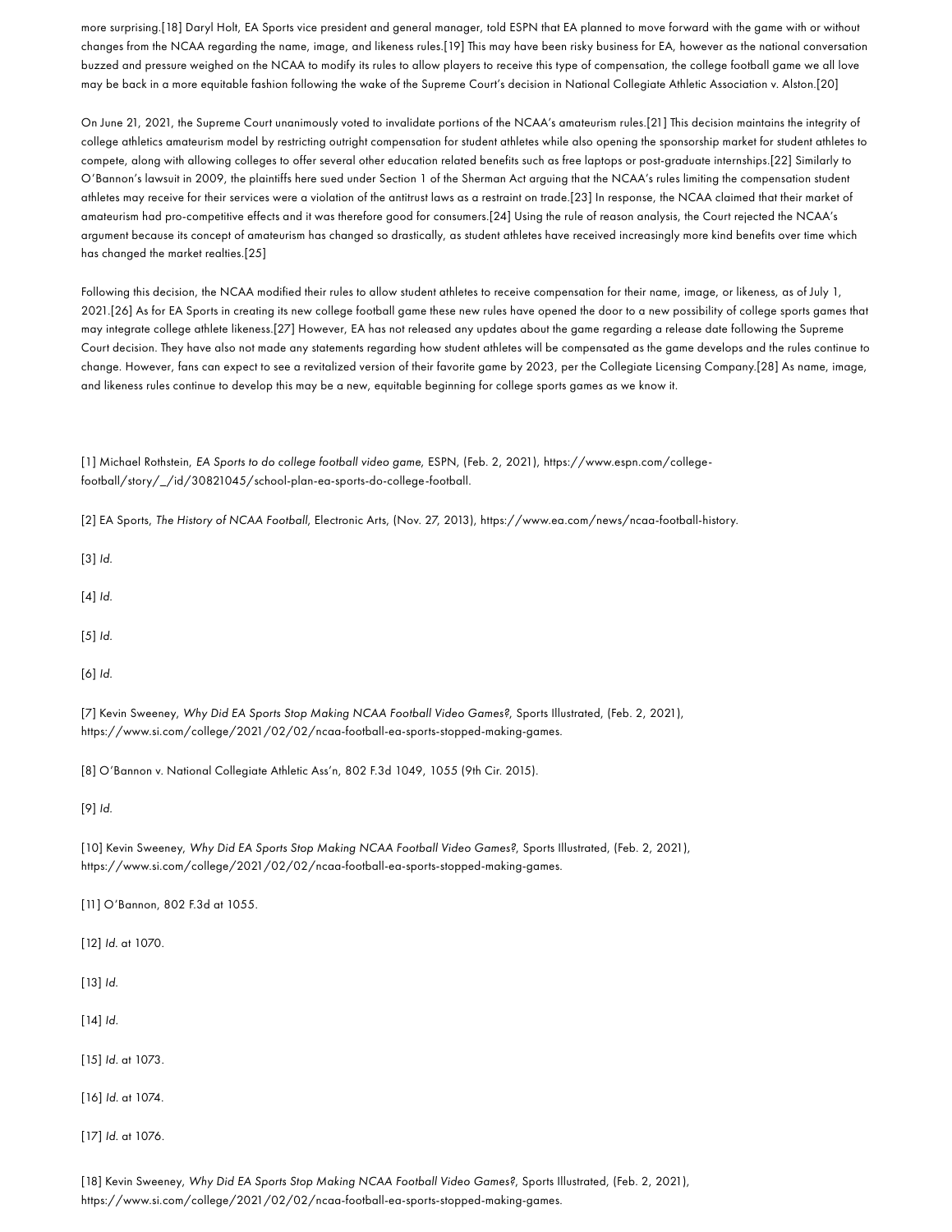more surprising.[18] Daryl Holt, EA Sports vice president and general manager, told ESPN that EA planned to move forward with the game with or without changes from the NCAA regarding the name, image, and likeness rules.[19] This may have been risky business for EA, however as the national conversation buzzed and pressure weighed on the NCAA to modify its rules to allow players to receive this type of compensation, the college football game we all love may be back in a more equitable fashion following the wake of the Supreme Court's decision in National Collegiate Athletic Association v. Alston.[20]

On June 21, 2021, the Supreme Court unanimously voted to invalidate portions of the NCAA's amateurism rules.[21] This decision maintains the integrity of college athletics amateurism model by restricting outright compensation for student athletes while also opening the sponsorship market for student athletes to compete, along with allowing colleges to offer several other education related benefits such as free laptops or post-graduate internships.[22] Similarly to O'Bannon's lawsuit in 2009, the plaintiffs here sued under Section 1 of the Sherman Act arguing that the NCAA's rules limiting the compensation student athletes may receive for their services were a violation of the antitrust laws as a restraint on trade.[23] In response, the NCAA claimed that their market of amateurism had pro-competitive effects and it was therefore good for consumers.[24] Using the rule of reason analysis, the Court rejected the NCAA's argument because its concept of amateurism has changed so drastically, as student athletes have received increasingly more kind benefits over time which has changed the market realties.[25]

Following this decision, the NCAA modified their rules to allow student athletes to receive compensation for their name, image, or likeness, as of July 1, 2021.[26] As for EA Sports in creating its new college football game these new rules have opened the door to a new possibility of college sports games that may integrate college athlete likeness.[27] However, EA has not released any updates about the game regarding a release date following the Supreme Court decision. They have also not made any statements regarding how student athletes will be compensated as the game develops and the rules continue to change. However, fans can expect to see a revitalized version of their favorite game by 2023, per the Collegiate Licensing Company.[28] As name, image, and likeness rules continue to develop this may be a new, equitable beginning for college sports games as we know it.

[1] Michael Rothstein, *EA Sports to do college football video game*, ESPN, (Feb. 2, 2021), https://www.espn.com/college-football/story/_/id/30821045/school-plan-ea-sports-do-college-football.

[2] EA Sports, *The History of NCAA Football*, Electronic Arts, (Nov. 27, 2013), https://www.ea.com/news/ncaa-football-history.

[3] *Id.*

[4] *Id.*

[5] *Id.*

[6] *Id.*

[7] Kevin Sweeney, *Why Did EA Sports Stop Making NCAA Football Video Games?*, Sports Illustrated, (Feb. 2, 2021), https://www.si.com/college/2021/02/02/ncaa-football-ea-sports-stopped-making-games.

[8] O'Bannon v. National Collegiate Athletic Ass'n, 802 F.3d 1049, 1055 (9th Cir. 2015).

[9] *Id.*

[10] Kevin Sweeney, *Why Did EA Sports Stop Making NCAA Football Video Games?*, Sports Illustrated, (Feb. 2, 2021), https://www.si.com/college/2021/02/02/ncaa-football-ea-sports-stopped-making-games.

[11] O'Bannon, 802 F.3d at 1055.

[12] *Id.* at 1070.

[13] *Id.*

[14] *Id.*

[15] *Id.* at 1073.

[16] *Id.* at 1074.

[17] *Id.* at 1076.

[18] Kevin Sweeney, *Why Did EA Sports Stop Making NCAA Football Video Games?*, Sports Illustrated, (Feb. 2, 2021), https://www.si.com/college/2021/02/02/ncaa-football-ea-sports-stopped-making-games.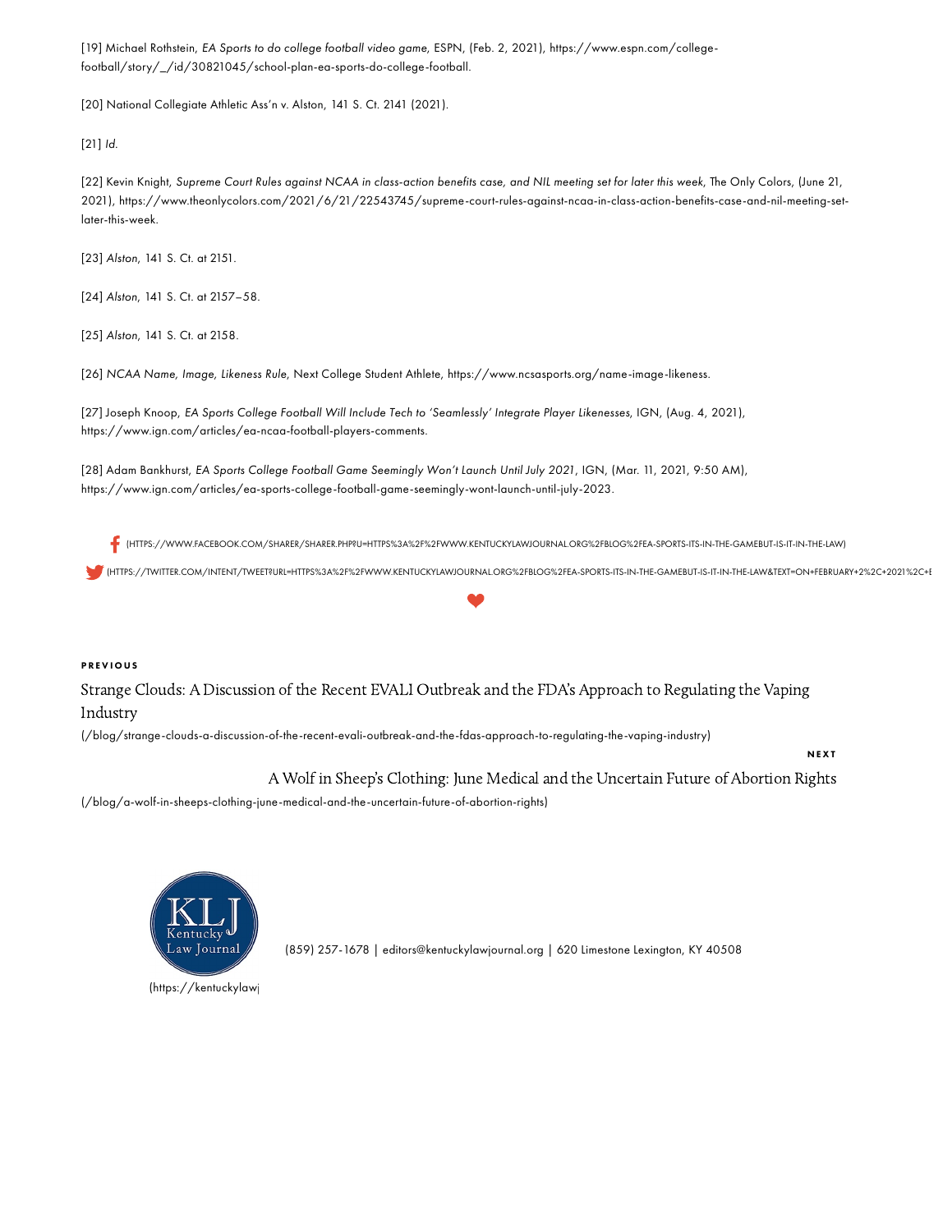[19] Michael Rothstein, *EA Sports to do college football video game*, ESPN, (Feb. 2, 2021), https://www.espn.com/college-football/story/_/id/30821045/school-plan-ea-sports-do-college-football.

[20] National Collegiate Athletic Ass'n v. Alston, 141 S. Ct. 2141 (2021).

[21] *Id.*

[22] Kevin Knight, *Supreme Court Rules against NCAA in class-action benefits case, and NIL meeting set for later this week*, The Only Colors, (June 21, 2021), https://www.theonlycolors.com/2021/6/21/22543745/supreme-court-rules-against-ncaa-in-class-action-benefits-case-and-nil-meeting-set-later-this-week.

[23] *Alston*, 141 S. Ct. at 2151.

[24] *Alston*, 141 S. Ct. at 2157–58.

[25] *Alston*, 141 S. Ct. at 2158.

[26] *NCAA Name, Image, Likeness Rule*, Next College Student Athlete, https://www.ncsasports.org/name-image-likeness.

[27] Joseph Knoop, *EA Sports College Football Will Include Tech to 'Seamlessly' Integrate Player Likenesses*, IGN, (Aug. 4, 2021), https://www.ign.com/articles/ea-ncaa-football-players-comments.

[28] Adam Bankhurst, *EA Sports College Football Game Seemingly Won't Launch Until July 2021*, IGN, (Mar. 11, 2021, 9:50 AM), https://www.ign.com/articles/ea-sports-college-football-game-seemingly-wont-launch-until-july-2023.

(HTTPS://WWW.FACEBOOK.COM/SHARER/SHARER.PHP?U=HTTPS%3A%2F%2FWWW.KENTUCKYLAWJOURNAL.ORG%2FBLOG%2FEA-SPORTS-ITS-IN-THE-GAMEBUT-IS-IT-IN-THE-LAW)

(HTTPS://TWITTER.COM/INTENT/TWEET?URL=HTTPS%3A%2F%2FWWW.KENTUCKYLAWJOURNAL.ORG%2FBLOG%2FEA-SPORTS-ITS-IN-THE-GAMEBUT-IS-IT-IN-THE-LAW&TEXT=ON+FEBRUARY+2%2C+2021%2C+E

**PREVIOUS**

Strange Clouds: A Discussion of the Recent EVALI Outbreak and the FDA's Approach to Regulating the Vaping Industry

(/blog/strange-clouds-a-discussion-of-the-recent-evali-outbreak-and-the-fdas-approach-to-regulating-the-vaping-industry)

**NEXT**

A Wolf in Sheep's Clothing: June Medical and the Uncertain Future of Abortion Rights

(/blog/a-wolf-in-sheeps-clothing-june-medical-and-the-uncertain-future-of-abortion-rights)

KLJ Kentucky Law Journal

(https://kentuckylawj

(859) 257-1678 | editors@kentuckylawjournal.org | 620 Limestone Lexington, KY 40508